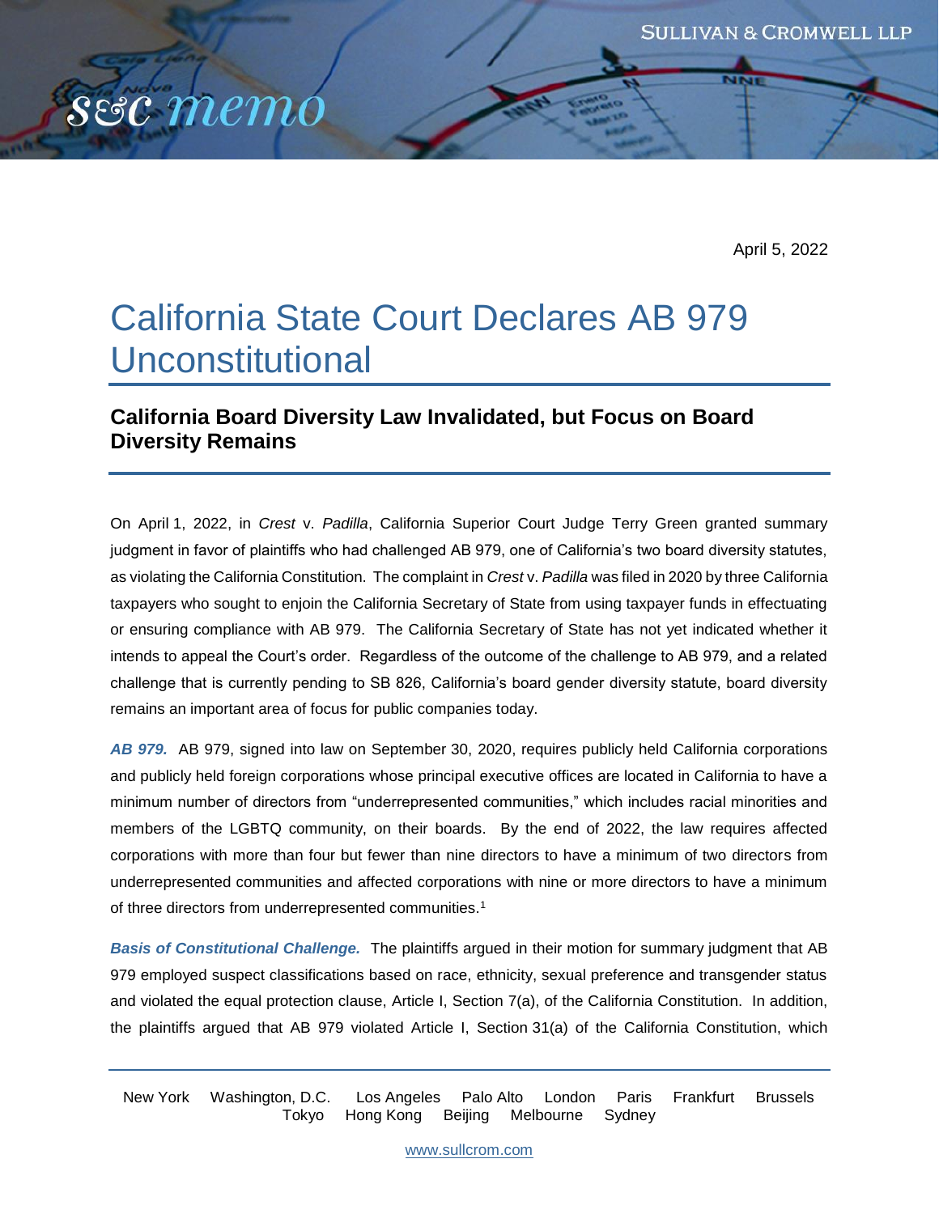April 5, 2022

# California State Court Declares AB 979 Unconstitutional

## California Board Diversity Law Invalidated, but Focus on Board Diversity Remains

On April 1, 2022, in *Crest* v. *Padilla*, California Superior Court Judge Terry Green granted summary judgment in favor of plaintiffs who had challenged AB 979, one of California's two board diversity statutes, as violating the California Constitution. The complaint in *Crest* v. *Padilla* was filed in 2020 by three California taxpayers who sought to enjoin the California Secretary of State from using taxpayer funds in effectuating or ensuring compliance with AB 979. The California Secretary of State has not yet indicated whether it intends to appeal the Court's order. Regardless of the outcome of the challenge to AB 979, and a related challenge that is currently pending to SB 826, California's board gender diversity statute, board diversity remains an important area of focus for public companies today.

***AB 979.*** AB 979, signed into law on September 30, 2020, requires publicly held California corporations and publicly held foreign corporations whose principal executive offices are located in California to have a minimum number of directors from "underrepresented communities," which includes racial minorities and members of the LGBTQ community, on their boards. By the end of 2022, the law requires affected corporations with more than four but fewer than nine directors to have a minimum of two directors from underrepresented communities and affected corporations with nine or more directors to have a minimum of three directors from underrepresented communities.[1]

***Basis of Constitutional Challenge.*** The plaintiffs argued in their motion for summary judgment that AB 979 employed suspect classifications based on race, ethnicity, sexual preference and transgender status and violated the equal protection clause, Article I, Section 7(a), of the California Constitution. In addition, the plaintiffs argued that AB 979 violated Article I, Section 31(a) of the California Constitution, which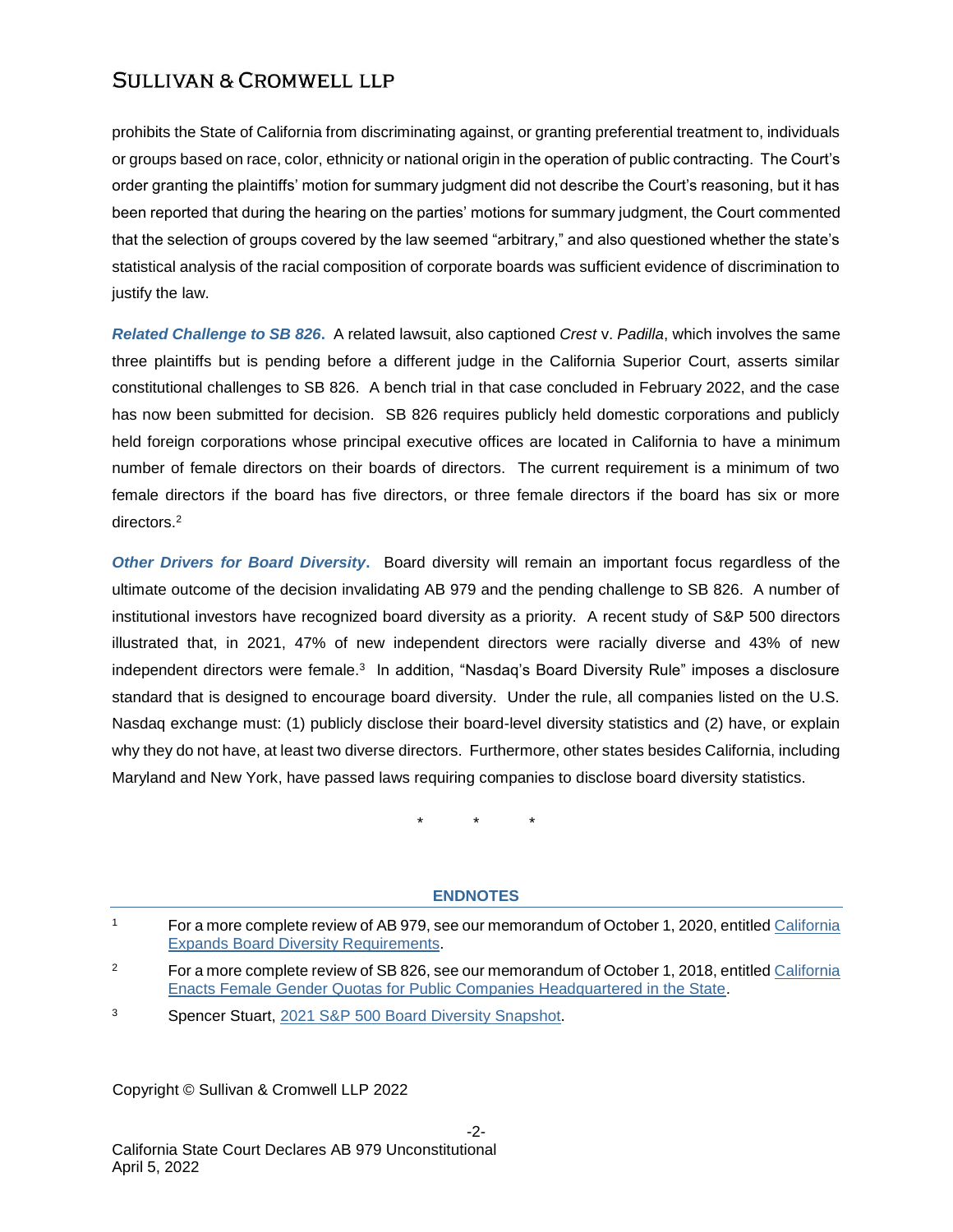prohibits the State of California from discriminating against, or granting preferential treatment to, individuals or groups based on race, color, ethnicity or national origin in the operation of public contracting. The Court's order granting the plaintiffs' motion for summary judgment did not describe the Court's reasoning, but it has been reported that during the hearing on the parties' motions for summary judgment, the Court commented that the selection of groups covered by the law seemed "arbitrary," and also questioned whether the state's statistical analysis of the racial composition of corporate boards was sufficient evidence of discrimination to justify the law.

***Related Challenge to SB 826.*** A related lawsuit, also captioned *Crest* v. *Padilla*, which involves the same three plaintiffs but is pending before a different judge in the California Superior Court, asserts similar constitutional challenges to SB 826. A bench trial in that case concluded in February 2022, and the case has now been submitted for decision. SB 826 requires publicly held domestic corporations and publicly held foreign corporations whose principal executive offices are located in California to have a minimum number of female directors on their boards of directors. The current requirement is a minimum of two female directors if the board has five directors, or three female directors if the board has six or more directors.[2]

***Other Drivers for Board Diversity.*** Board diversity will remain an important focus regardless of the ultimate outcome of the decision invalidating AB 979 and the pending challenge to SB 826. A number of institutional investors have recognized board diversity as a priority. A recent study of S&P 500 directors illustrated that, in 2021, 47% of new independent directors were racially diverse and 43% of new independent directors were female.[3] In addition, "Nasdaq's Board Diversity Rule" imposes a disclosure standard that is designed to encourage board diversity. Under the rule, all companies listed on the U.S. Nasdaq exchange must: (1) publicly disclose their board-level diversity statistics and (2) have, or explain why they do not have, at least two diverse directors. Furthermore, other states besides California, including Maryland and New York, have passed laws requiring companies to disclose board diversity statistics.

\* \* \*

## ENDNOTES

1. For a more complete review of AB 979, see our memorandum of October 1, 2020, entitled California Expands Board Diversity Requirements.

2. For a more complete review of SB 826, see our memorandum of October 1, 2018, entitled California Enacts Female Gender Quotas for Public Companies Headquartered in the State.

3. Spencer Stuart, 2021 S&P 500 Board Diversity Snapshot.

Copyright © Sullivan & Cromwell LLP 2022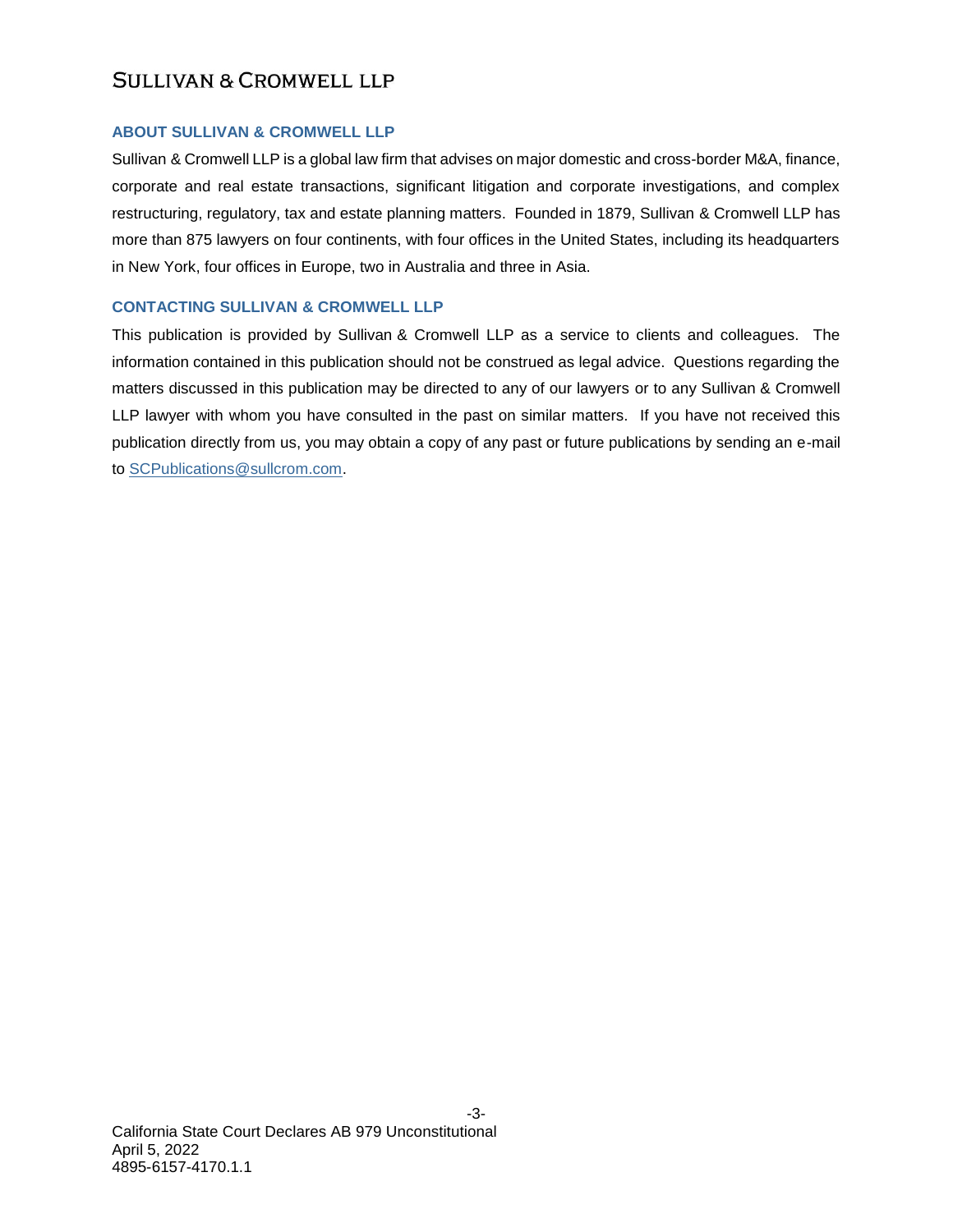## ABOUT SULLIVAN & CROMWELL LLP

Sullivan & Cromwell LLP is a global law firm that advises on major domestic and cross-border M&A, finance, corporate and real estate transactions, significant litigation and corporate investigations, and complex restructuring, regulatory, tax and estate planning matters. Founded in 1879, Sullivan & Cromwell LLP has more than 875 lawyers on four continents, with four offices in the United States, including its headquarters in New York, four offices in Europe, two in Australia and three in Asia.

## CONTACTING SULLIVAN & CROMWELL LLP

This publication is provided by Sullivan & Cromwell LLP as a service to clients and colleagues. The information contained in this publication should not be construed as legal advice. Questions regarding the matters discussed in this publication may be directed to any of our lawyers or to any Sullivan & Cromwell LLP lawyer with whom you have consulted in the past on similar matters. If you have not received this publication directly from us, you may obtain a copy of any past or future publications by sending an e-mail to SCPublications@sullcrom.com.